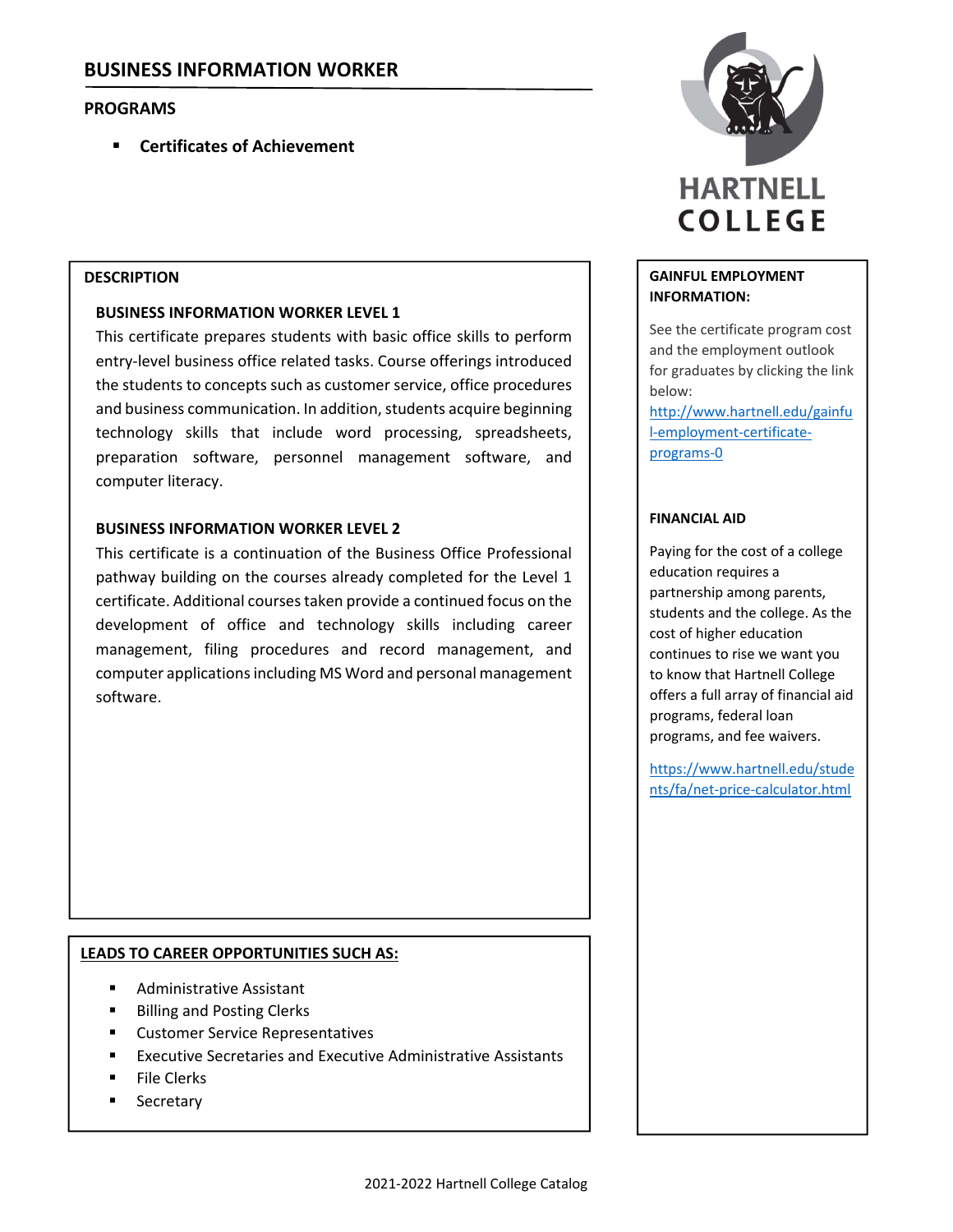# BUSINESS INFORMATION WORKER

## PROGRAMS

- **Certificates of Achievement**

HARTNELL COLLEGE

## DESCRIPTION

### BUSINESS INFORMATION WORKER LEVEL 1

This certificate prepares students with basic office skills to perform entry-level business office related tasks. Course offerings introduced the students to concepts such as customer service, office procedures and business communication. In addition, students acquire beginning technology skills that include word processing, spreadsheets, preparation software, personnel management software, and computer literacy.

### BUSINESS INFORMATION WORKER LEVEL 2

This certificate is a continuation of the Business Office Professional pathway building on the courses already completed for the Level 1 certificate. Additional courses taken provide a continued focus on the development of office and technology skills including career management, filing procedures and record management, and computer applications including MS Word and personal management software.

## LEADS TO CAREER OPPORTUNITIES SUCH AS:

- Administrative Assistant
- Billing and Posting Clerks
- Customer Service Representatives
- Executive Secretaries and Executive Administrative Assistants
- File Clerks
- Secretary

## GAINFUL EMPLOYMENT INFORMATION:

See the certificate program cost and the employment outlook for graduates by clicking the link below:

http://www.hartnell.edu/gainful-employment-certificate-programs-0

## FINANCIAL AID

Paying for the cost of a college education requires a partnership among parents, students and the college. As the cost of higher education continues to rise we want you to know that Hartnell College offers a full array of financial aid programs, federal loan programs, and fee waivers.

https://www.hartnell.edu/students/fa/net-price-calculator.html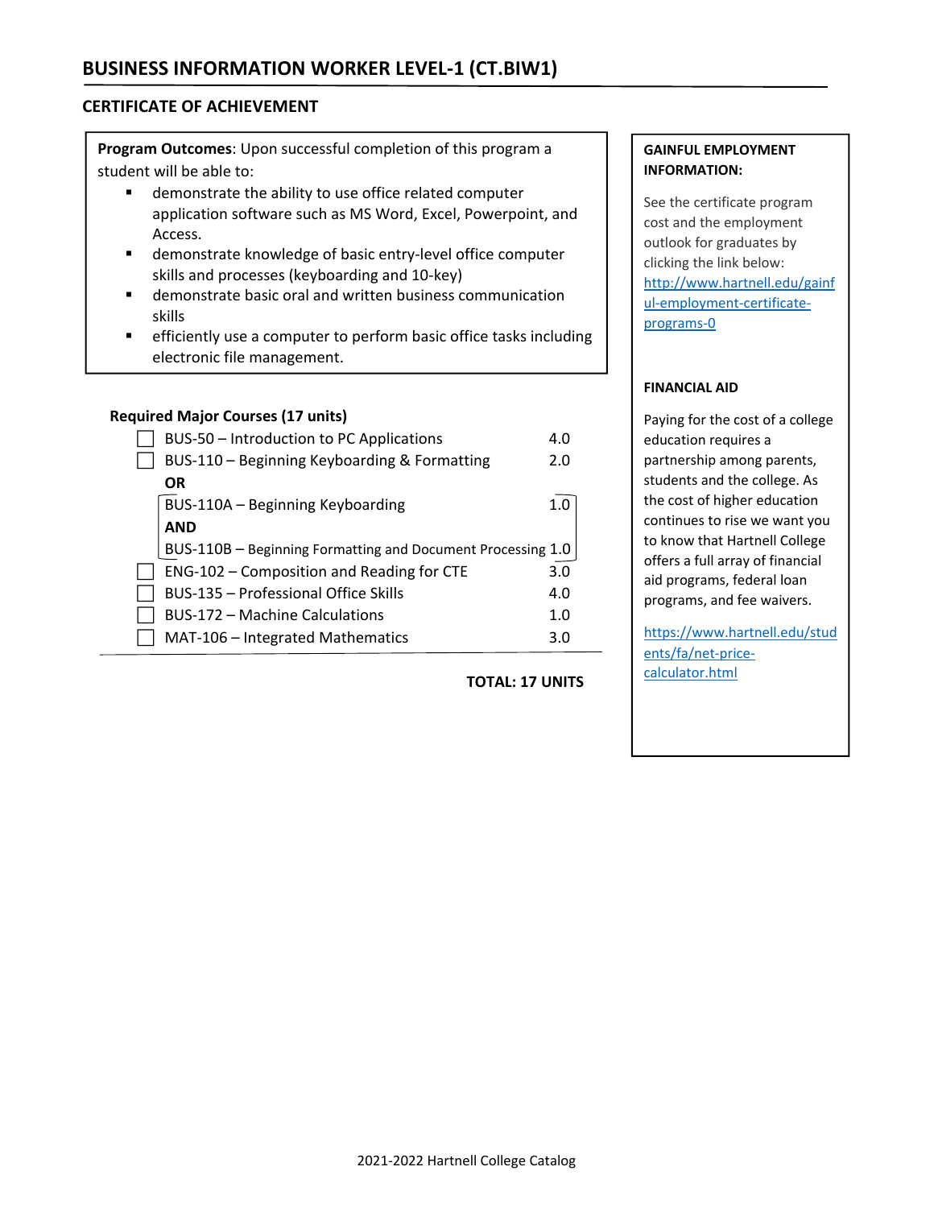# BUSINESS INFORMATION WORKER LEVEL-1 (CT.BIW1)

## CERTIFICATE OF ACHIEVEMENT

**Program Outcomes**: Upon successful completion of this program a student will be able to:

- demonstrate the ability to use office related computer application software such as MS Word, Excel, Powerpoint, and Access.
- demonstrate knowledge of basic entry-level office computer skills and processes (keyboarding and 10-key)
- demonstrate basic oral and written business communication skills
- efficiently use a computer to perform basic office tasks including electronic file management.

**Required Major Courses (17 units)**

| Course | Units |
|---|---|
| ☐ BUS-50 – Introduction to PC Applications | 4.0 |
| ☐ BUS-110 – Beginning Keyboarding & Formatting | 2.0 |
| **OR** | |
| BUS-110A – Beginning Keyboarding | 1.0 |
| **AND** | |
| BUS-110B – Beginning Formatting and Document Processing | 1.0 |
| ☐ ENG-102 – Composition and Reading for CTE | 3.0 |
| ☐ BUS-135 – Professional Office Skills | 4.0 |
| ☐ BUS-172 – Machine Calculations | 1.0 |
| ☐ MAT-106 – Integrated Mathematics | 3.0 |

**TOTAL: 17 UNITS**

**GAINFUL EMPLOYMENT INFORMATION:**

See the certificate program cost and the employment outlook for graduates by clicking the link below: http://www.hartnell.edu/gainful-employment-certificate-programs-0

**FINANCIAL AID**

Paying for the cost of a college education requires a partnership among parents, students and the college. As the cost of higher education continues to rise we want you to know that Hartnell College offers a full array of financial aid programs, federal loan programs, and fee waivers.

https://www.hartnell.edu/students/fa/net-price-calculator.html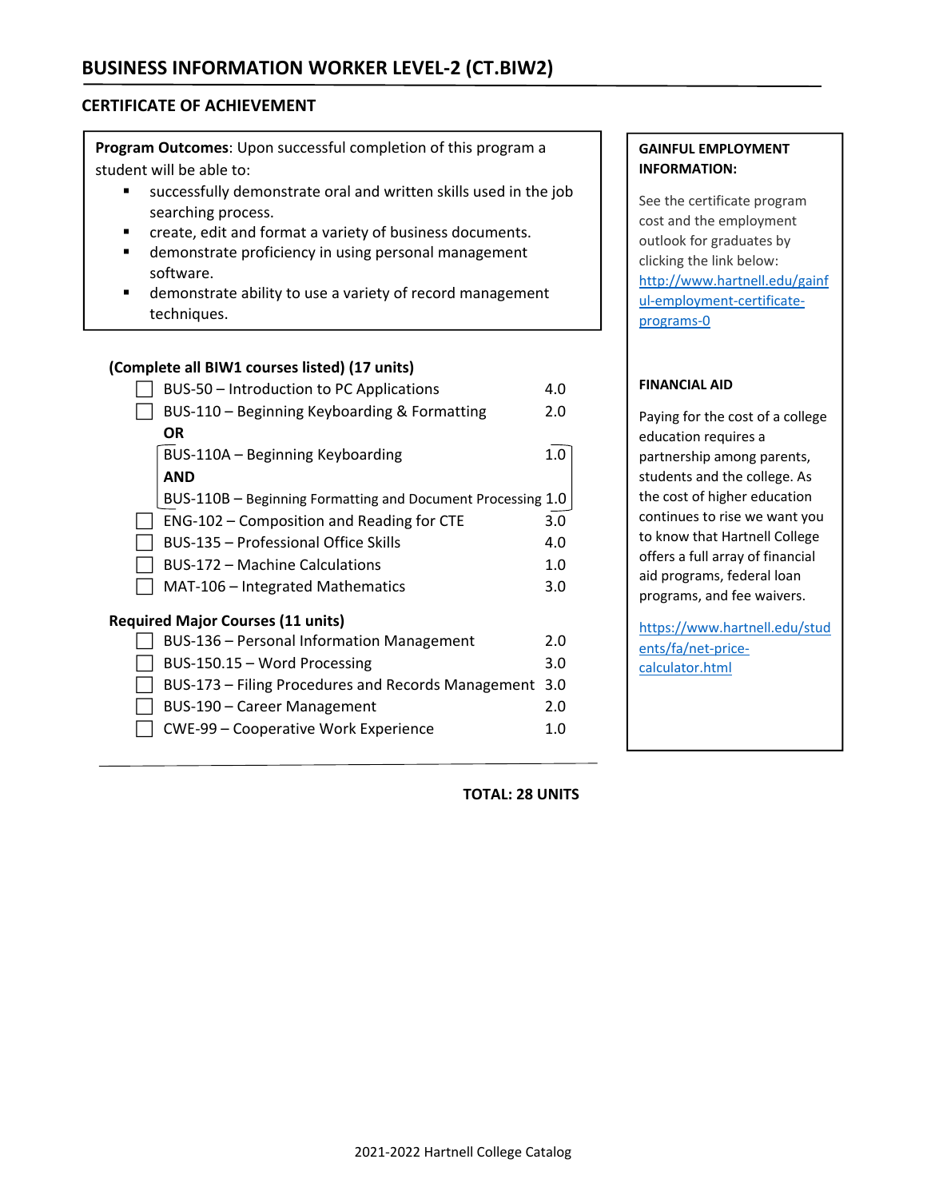## BUSINESS INFORMATION WORKER LEVEL-2 (CT.BIW2)

### CERTIFICATE OF ACHIEVEMENT

**Program Outcomes**: Upon successful completion of this program a student will be able to:

- successfully demonstrate oral and written skills used in the job searching process.
- create, edit and format a variety of business documents.
- demonstrate proficiency in using personal management software.
- demonstrate ability to use a variety of record management techniques.

**(Complete all BIW1 courses listed) (17 units)**

| | | |
|---|---|---|
| ☐ | BUS-50 – Introduction to PC Applications | 4.0 |
| ☐ | BUS-110 – Beginning Keyboarding & Formatting | 2.0 |
| | **OR** | |
| | BUS-110A – Beginning Keyboarding | 1.0 |
| | **AND** | |
| | BUS-110B – Beginning Formatting and Document Processing | 1.0 |
| ☐ | ENG-102 – Composition and Reading for CTE | 3.0 |
| ☐ | BUS-135 – Professional Office Skills | 4.0 |
| ☐ | BUS-172 – Machine Calculations | 1.0 |
| ☐ | MAT-106 – Integrated Mathematics | 3.0 |

**Required Major Courses (11 units)**

| | | |
|---|---|---|
| ☐ | BUS-136 – Personal Information Management | 2.0 |
| ☐ | BUS-150.15 – Word Processing | 3.0 |
| ☐ | BUS-173 – Filing Procedures and Records Management | 3.0 |
| ☐ | BUS-190 – Career Management | 2.0 |
| ☐ | CWE-99 – Cooperative Work Experience | 1.0 |

**TOTAL: 28 UNITS**

**GAINFUL EMPLOYMENT INFORMATION:**

See the certificate program cost and the employment outlook for graduates by clicking the link below:
http://www.hartnell.edu/gainful-employment-certificate-programs-0

**FINANCIAL AID**

Paying for the cost of a college education requires a partnership among parents, students and the college. As the cost of higher education continues to rise we want you to know that Hartnell College offers a full array of financial aid programs, federal loan programs, and fee waivers.

https://www.hartnell.edu/students/fa/net-price-calculator.html